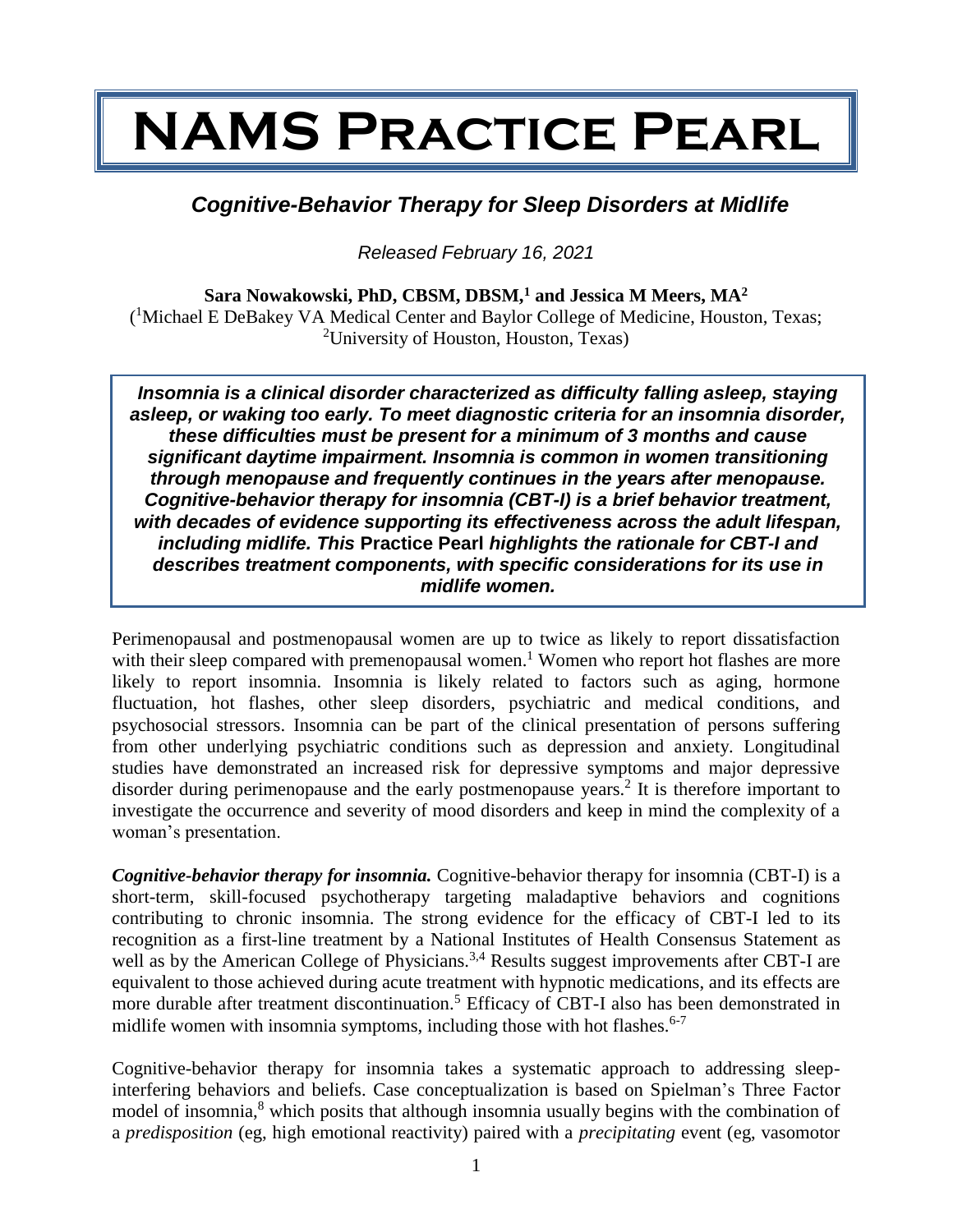# NAMS Practice Pearl

## *Cognitive-Behavior Therapy for Sleep Disorders at Midlife*

*Released February 16, 2021*

**Sara Nowakowski, PhD, CBSM, DBSM,[1] and Jessica M Meers, MA[2]**
([1]Michael E DeBakey VA Medical Center and Baylor College of Medicine, Houston, Texas; [2]University of Houston, Houston, Texas)

***Insomnia is a clinical disorder characterized as difficulty falling asleep, staying asleep, or waking too early. To meet diagnostic criteria for an insomnia disorder, these difficulties must be present for a minimum of 3 months and cause significant daytime impairment. Insomnia is common in women transitioning through menopause and frequently continues in the years after menopause. Cognitive-behavior therapy for insomnia (CBT-I) is a brief behavior treatment, with decades of evidence supporting its effectiveness across the adult lifespan, including midlife. This* Practice Pearl *highlights the rationale for CBT-I and describes treatment components, with specific considerations for its use in midlife women.***

Perimenopausal and postmenopausal women are up to twice as likely to report dissatisfaction with their sleep compared with premenopausal women.[1] Women who report hot flashes are more likely to report insomnia. Insomnia is likely related to factors such as aging, hormone fluctuation, hot flashes, other sleep disorders, psychiatric and medical conditions, and psychosocial stressors. Insomnia can be part of the clinical presentation of persons suffering from other underlying psychiatric conditions such as depression and anxiety. Longitudinal studies have demonstrated an increased risk for depressive symptoms and major depressive disorder during perimenopause and the early postmenopause years.[2] It is therefore important to investigate the occurrence and severity of mood disorders and keep in mind the complexity of a woman's presentation.

***Cognitive-behavior therapy for insomnia.*** Cognitive-behavior therapy for insomnia (CBT-I) is a short-term, skill-focused psychotherapy targeting maladaptive behaviors and cognitions contributing to chronic insomnia. The strong evidence for the efficacy of CBT-I led to its recognition as a first-line treatment by a National Institutes of Health Consensus Statement as well as by the American College of Physicians.[3,4] Results suggest improvements after CBT-I are equivalent to those achieved during acute treatment with hypnotic medications, and its effects are more durable after treatment discontinuation.[5] Efficacy of CBT-I also has been demonstrated in midlife women with insomnia symptoms, including those with hot flashes.[6-7]

Cognitive-behavior therapy for insomnia takes a systematic approach to addressing sleep-interfering behaviors and beliefs. Case conceptualization is based on Spielman's Three Factor model of insomnia,[8] which posits that although insomnia usually begins with the combination of a *predisposition* (eg, high emotional reactivity) paired with a *precipitating* event (eg, vasomotor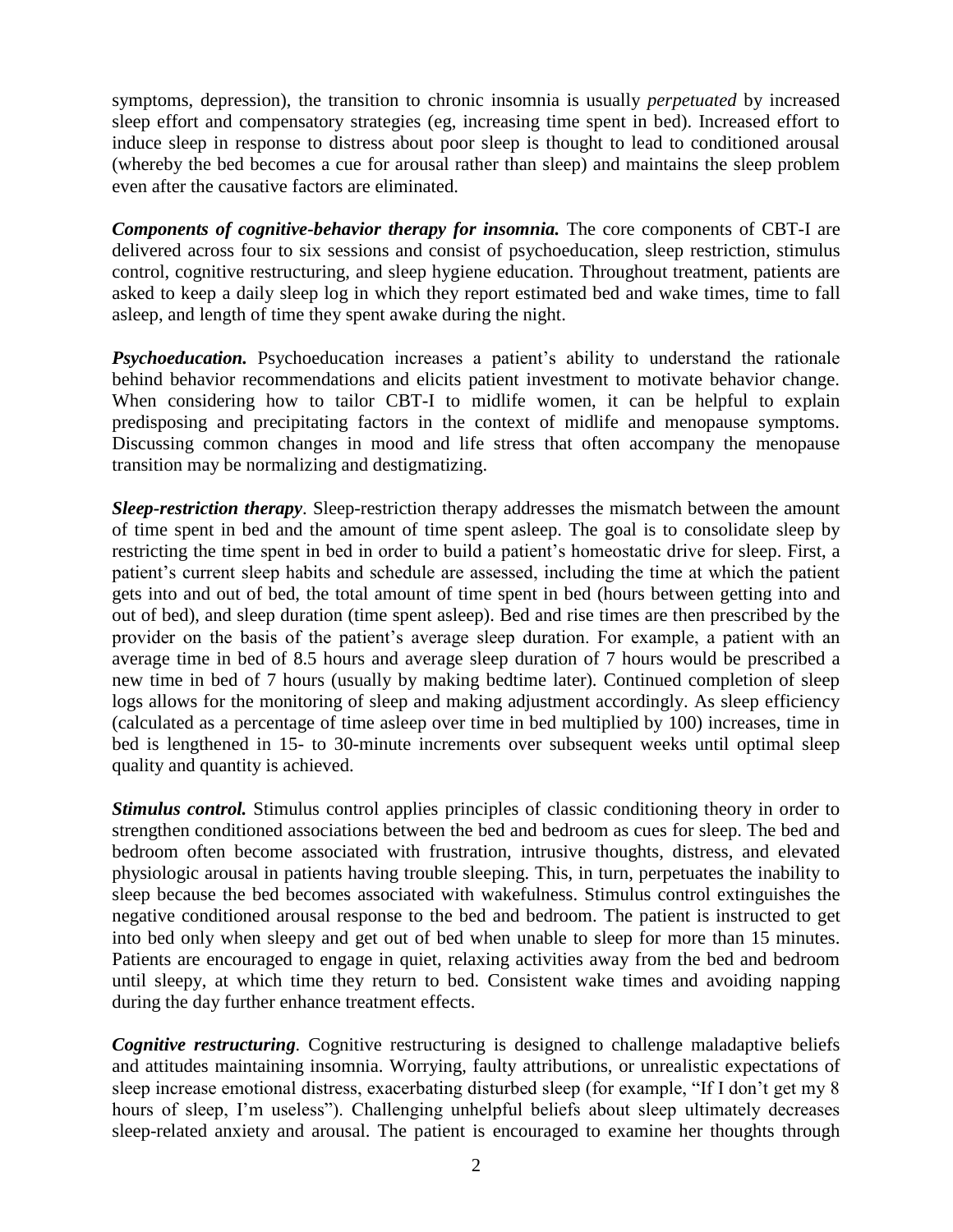symptoms, depression), the transition to chronic insomnia is usually *perpetuated* by increased sleep effort and compensatory strategies (eg, increasing time spent in bed). Increased effort to induce sleep in response to distress about poor sleep is thought to lead to conditioned arousal (whereby the bed becomes a cue for arousal rather than sleep) and maintains the sleep problem even after the causative factors are eliminated.

***Components of cognitive-behavior therapy for insomnia.*** The core components of CBT-I are delivered across four to six sessions and consist of psychoeducation, sleep restriction, stimulus control, cognitive restructuring, and sleep hygiene education. Throughout treatment, patients are asked to keep a daily sleep log in which they report estimated bed and wake times, time to fall asleep, and length of time they spent awake during the night.

***Psychoeducation.*** Psychoeducation increases a patient's ability to understand the rationale behind behavior recommendations and elicits patient investment to motivate behavior change. When considering how to tailor CBT-I to midlife women, it can be helpful to explain predisposing and precipitating factors in the context of midlife and menopause symptoms. Discussing common changes in mood and life stress that often accompany the menopause transition may be normalizing and destigmatizing.

***Sleep-restriction therapy***. Sleep-restriction therapy addresses the mismatch between the amount of time spent in bed and the amount of time spent asleep. The goal is to consolidate sleep by restricting the time spent in bed in order to build a patient's homeostatic drive for sleep. First, a patient's current sleep habits and schedule are assessed, including the time at which the patient gets into and out of bed, the total amount of time spent in bed (hours between getting into and out of bed), and sleep duration (time spent asleep). Bed and rise times are then prescribed by the provider on the basis of the patient's average sleep duration. For example, a patient with an average time in bed of 8.5 hours and average sleep duration of 7 hours would be prescribed a new time in bed of 7 hours (usually by making bedtime later). Continued completion of sleep logs allows for the monitoring of sleep and making adjustment accordingly. As sleep efficiency (calculated as a percentage of time asleep over time in bed multiplied by 100) increases, time in bed is lengthened in 15- to 30-minute increments over subsequent weeks until optimal sleep quality and quantity is achieved.

***Stimulus control.*** Stimulus control applies principles of classic conditioning theory in order to strengthen conditioned associations between the bed and bedroom as cues for sleep. The bed and bedroom often become associated with frustration, intrusive thoughts, distress, and elevated physiologic arousal in patients having trouble sleeping. This, in turn, perpetuates the inability to sleep because the bed becomes associated with wakefulness. Stimulus control extinguishes the negative conditioned arousal response to the bed and bedroom. The patient is instructed to get into bed only when sleepy and get out of bed when unable to sleep for more than 15 minutes. Patients are encouraged to engage in quiet, relaxing activities away from the bed and bedroom until sleepy, at which time they return to bed. Consistent wake times and avoiding napping during the day further enhance treatment effects.

***Cognitive restructuring***. Cognitive restructuring is designed to challenge maladaptive beliefs and attitudes maintaining insomnia. Worrying, faulty attributions, or unrealistic expectations of sleep increase emotional distress, exacerbating disturbed sleep (for example, "If I don't get my 8 hours of sleep, I'm useless"). Challenging unhelpful beliefs about sleep ultimately decreases sleep-related anxiety and arousal. The patient is encouraged to examine her thoughts through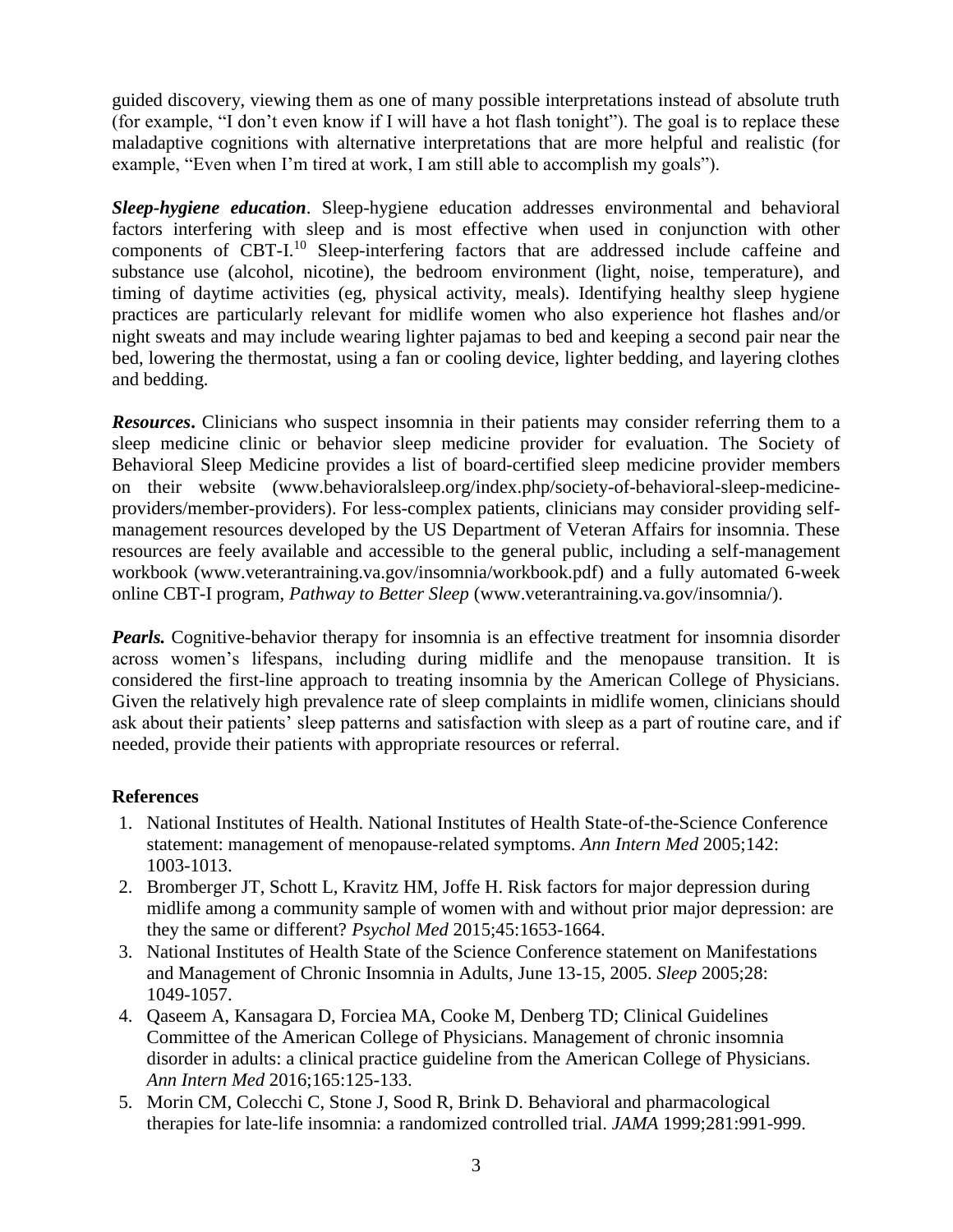guided discovery, viewing them as one of many possible interpretations instead of absolute truth (for example, "I don't even know if I will have a hot flash tonight"). The goal is to replace these maladaptive cognitions with alternative interpretations that are more helpful and realistic (for example, "Even when I'm tired at work, I am still able to accomplish my goals").

***Sleep-hygiene education***. Sleep-hygiene education addresses environmental and behavioral factors interfering with sleep and is most effective when used in conjunction with other components of CBT-I.[10] Sleep-interfering factors that are addressed include caffeine and substance use (alcohol, nicotine), the bedroom environment (light, noise, temperature), and timing of daytime activities (eg, physical activity, meals). Identifying healthy sleep hygiene practices are particularly relevant for midlife women who also experience hot flashes and/or night sweats and may include wearing lighter pajamas to bed and keeping a second pair near the bed, lowering the thermostat, using a fan or cooling device, lighter bedding, and layering clothes and bedding.

***Resources***. Clinicians who suspect insomnia in their patients may consider referring them to a sleep medicine clinic or behavior sleep medicine provider for evaluation. The Society of Behavioral Sleep Medicine provides a list of board-certified sleep medicine provider members on their website (www.behavioralsleep.org/index.php/society-of-behavioral-sleep-medicine-providers/member-providers). For less-complex patients, clinicians may consider providing self-management resources developed by the US Department of Veteran Affairs for insomnia. These resources are feely available and accessible to the general public, including a self-management workbook (www.veterantraining.va.gov/insomnia/workbook.pdf) and a fully automated 6-week online CBT-I program, *Pathway to Better Sleep* (www.veterantraining.va.gov/insomnia/).

***Pearls.*** Cognitive-behavior therapy for insomnia is an effective treatment for insomnia disorder across women's lifespans, including during midlife and the menopause transition. It is considered the first-line approach to treating insomnia by the American College of Physicians. Given the relatively high prevalence rate of sleep complaints in midlife women, clinicians should ask about their patients' sleep patterns and satisfaction with sleep as a part of routine care, and if needed, provide their patients with appropriate resources or referral.

## References

1. National Institutes of Health. National Institutes of Health State-of-the-Science Conference statement: management of menopause-related symptoms. *Ann Intern Med* 2005;142: 1003-1013.
2. Bromberger JT, Schott L, Kravitz HM, Joffe H. Risk factors for major depression during midlife among a community sample of women with and without prior major depression: are they the same or different? *Psychol Med* 2015;45:1653-1664.
3. National Institutes of Health State of the Science Conference statement on Manifestations and Management of Chronic Insomnia in Adults, June 13-15, 2005. *Sleep* 2005;28: 1049-1057.
4. Qaseem A, Kansagara D, Forciea MA, Cooke M, Denberg TD; Clinical Guidelines Committee of the American College of Physicians. Management of chronic insomnia disorder in adults: a clinical practice guideline from the American College of Physicians. *Ann Intern Med* 2016;165:125-133.
5. Morin CM, Colecchi C, Stone J, Sood R, Brink D. Behavioral and pharmacological therapies for late-life insomnia: a randomized controlled trial. *JAMA* 1999;281:991-999.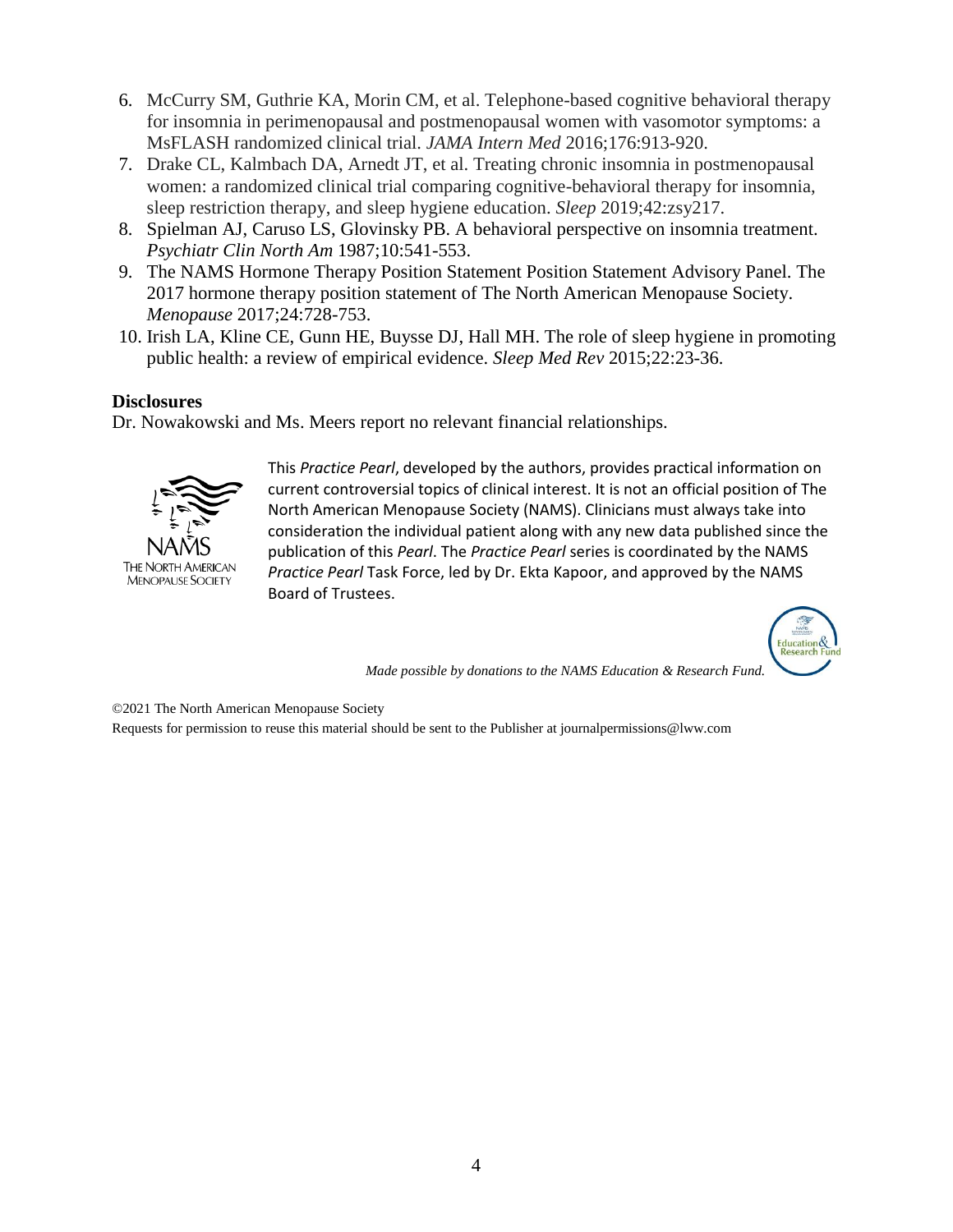6. McCurry SM, Guthrie KA, Morin CM, et al. Telephone-based cognitive behavioral therapy for insomnia in perimenopausal and postmenopausal women with vasomotor symptoms: a MsFLASH randomized clinical trial. *JAMA Intern Med* 2016;176:913-920.
7. Drake CL, Kalmbach DA, Arnedt JT, et al. Treating chronic insomnia in postmenopausal women: a randomized clinical trial comparing cognitive-behavioral therapy for insomnia, sleep restriction therapy, and sleep hygiene education. *Sleep* 2019;42:zsy217.
8. Spielman AJ, Caruso LS, Glovinsky PB. A behavioral perspective on insomnia treatment. *Psychiatr Clin North Am* 1987;10:541-553.
9. The NAMS Hormone Therapy Position Statement Position Statement Advisory Panel. The 2017 hormone therapy position statement of The North American Menopause Society. *Menopause* 2017;24:728-753.
10. Irish LA, Kline CE, Gunn HE, Buysse DJ, Hall MH. The role of sleep hygiene in promoting public health: a review of empirical evidence. *Sleep Med Rev* 2015;22:23-36.

**Disclosures**

Dr. Nowakowski and Ms. Meers report no relevant financial relationships.

NAMS
THE NORTH AMERICAN MENOPAUSE SOCIETY

This *Practice Pearl*, developed by the authors, provides practical information on current controversial topics of clinical interest. It is not an official position of The North American Menopause Society (NAMS). Clinicians must always take into consideration the individual patient along with any new data published since the publication of this *Pearl*. The *Practice Pearl* series is coordinated by the NAMS *Practice Pearl* Task Force, led by Dr. Ekta Kapoor, and approved by the NAMS Board of Trustees.

*Made possible by donations to the NAMS Education & Research Fund.*

©2021 The North American Menopause Society

Requests for permission to reuse this material should be sent to the Publisher at journalpermissions@lww.com